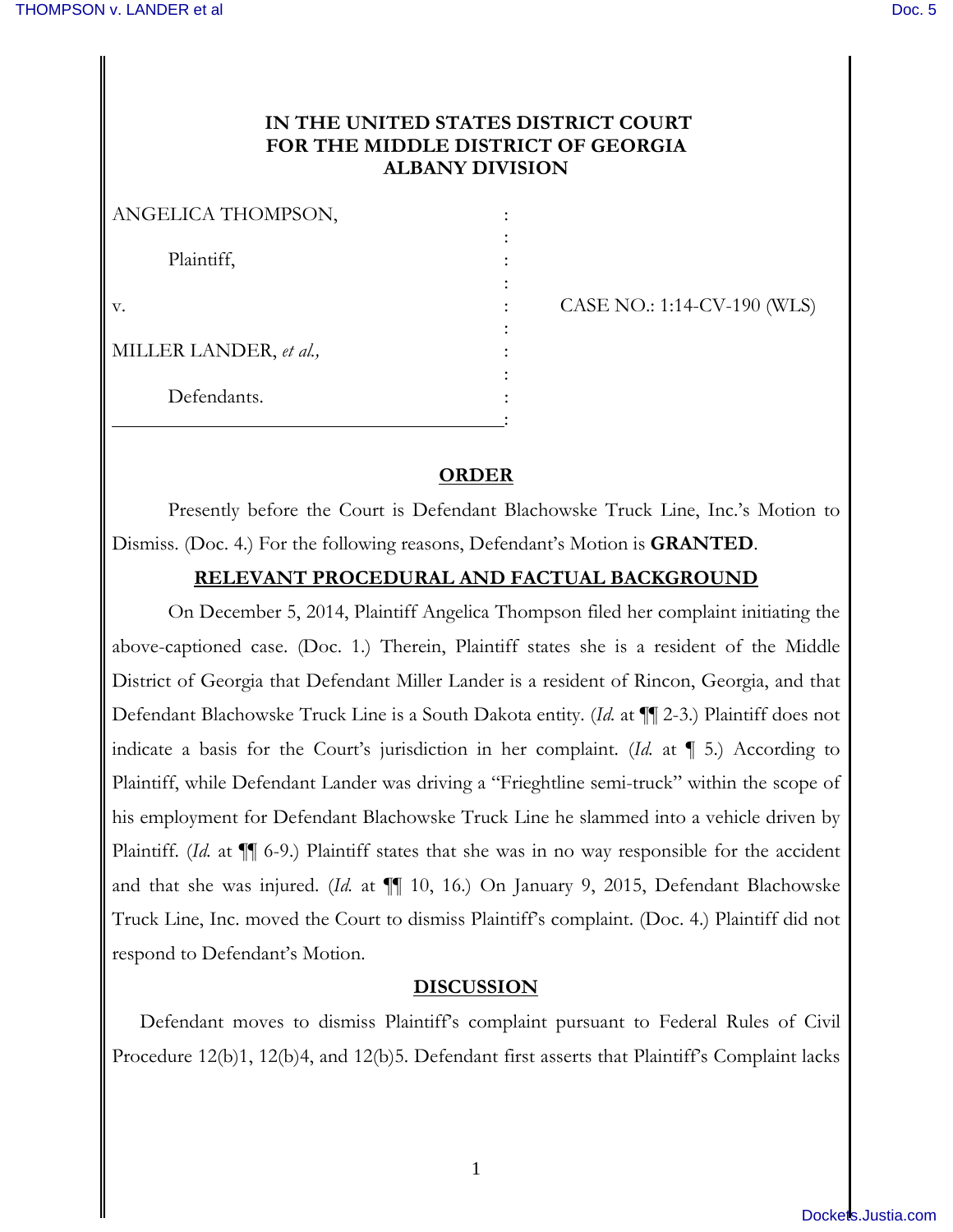**IN THE UNITED STATES DISTRICT COURT**
**FOR THE MIDDLE DISTRICT OF GEORGIA**
**ALBANY DIVISION**

ANGELICA THOMPSON,

Plaintiff,

v.

MILLER LANDER, *et al.,*

Defendants.

CASE NO.: 1:14-CV-190 (WLS)

## ORDER

Presently before the Court is Defendant Blachowske Truck Line, Inc.'s Motion to Dismiss. (Doc. 4.) For the following reasons, Defendant's Motion is **GRANTED**.

## RELEVANT PROCEDURAL AND FACTUAL BACKGROUND

On December 5, 2014, Plaintiff Angelica Thompson filed her complaint initiating the above-captioned case. (Doc. 1.) Therein, Plaintiff states she is a resident of the Middle District of Georgia that Defendant Miller Lander is a resident of Rincon, Georgia, and that Defendant Blachowske Truck Line is a South Dakota entity. (*Id.* at ¶¶ 2-3.) Plaintiff does not indicate a basis for the Court's jurisdiction in her complaint. (*Id.* at ¶ 5.) According to Plaintiff, while Defendant Lander was driving a "Frieghtline semi-truck" within the scope of his employment for Defendant Blachowske Truck Line he slammed into a vehicle driven by Plaintiff. (*Id.* at ¶¶ 6-9.) Plaintiff states that she was in no way responsible for the accident and that she was injured. (*Id.* at ¶¶ 10, 16.) On January 9, 2015, Defendant Blachowske Truck Line, Inc. moved the Court to dismiss Plaintiff's complaint. (Doc. 4.) Plaintiff did not respond to Defendant's Motion.

## DISCUSSION

Defendant moves to dismiss Plaintiff's complaint pursuant to Federal Rules of Civil Procedure 12(b)1, 12(b)4, and 12(b)5. Defendant first asserts that Plaintiff's Complaint lacks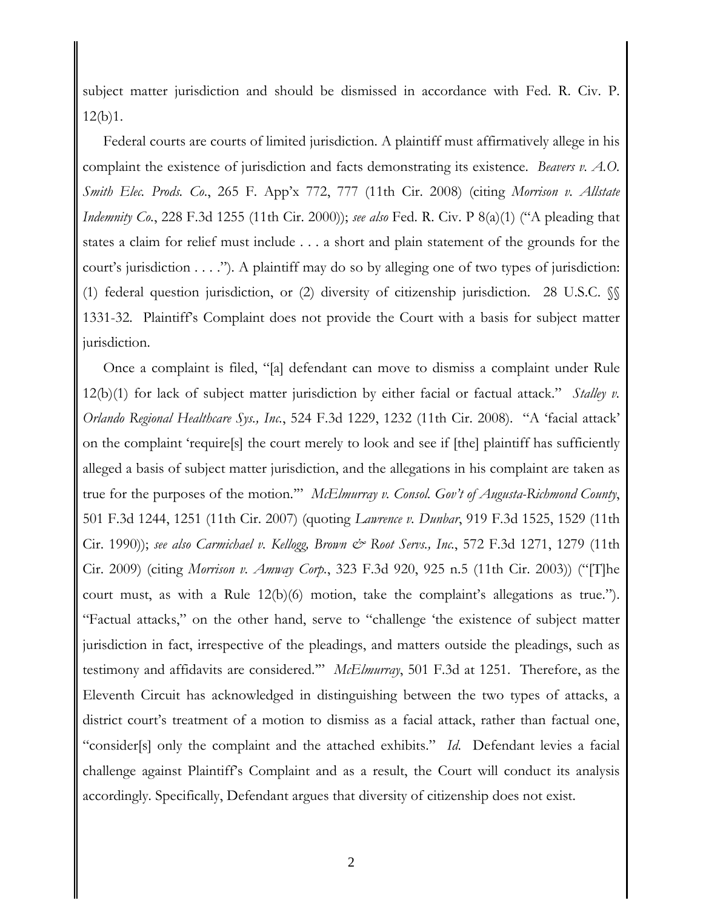subject matter jurisdiction and should be dismissed in accordance with Fed. R. Civ. P. 12(b)1.

Federal courts are courts of limited jurisdiction. A plaintiff must affirmatively allege in his complaint the existence of jurisdiction and facts demonstrating its existence. *Beavers v. A.O. Smith Elec. Prods. Co.*, 265 F. App'x 772, 777 (11th Cir. 2008) (citing *Morrison v. Allstate Indemnity Co.*, 228 F.3d 1255 (11th Cir. 2000)); *see also* Fed. R. Civ. P 8(a)(1) ("A pleading that states a claim for relief must include . . . a short and plain statement of the grounds for the court's jurisdiction . . . ."). A plaintiff may do so by alleging one of two types of jurisdiction: (1) federal question jurisdiction, or (2) diversity of citizenship jurisdiction. 28 U.S.C. §§ 1331-32. Plaintiff's Complaint does not provide the Court with a basis for subject matter jurisdiction.

Once a complaint is filed, "[a] defendant can move to dismiss a complaint under Rule 12(b)(1) for lack of subject matter jurisdiction by either facial or factual attack." *Stalley v. Orlando Regional Healthcare Sys., Inc.*, 524 F.3d 1229, 1232 (11th Cir. 2008). "A 'facial attack' on the complaint 'require[s] the court merely to look and see if [the] plaintiff has sufficiently alleged a basis of subject matter jurisdiction, and the allegations in his complaint are taken as true for the purposes of the motion.'" *McElmurray v. Consol. Gov't of Augusta-Richmond County*, 501 F.3d 1244, 1251 (11th Cir. 2007) (quoting *Lawrence v. Dunbar*, 919 F.3d 1525, 1529 (11th Cir. 1990)); *see also Carmichael v. Kellogg, Brown & Root Servs., Inc.*, 572 F.3d 1271, 1279 (11th Cir. 2009) (citing *Morrison v. Amway Corp.*, 323 F.3d 920, 925 n.5 (11th Cir. 2003)) ("[T]he court must, as with a Rule 12(b)(6) motion, take the complaint's allegations as true."). "Factual attacks," on the other hand, serve to "challenge 'the existence of subject matter jurisdiction in fact, irrespective of the pleadings, and matters outside the pleadings, such as testimony and affidavits are considered.'" *McElmurray*, 501 F.3d at 1251. Therefore, as the Eleventh Circuit has acknowledged in distinguishing between the two types of attacks, a district court's treatment of a motion to dismiss as a facial attack, rather than factual one, "consider[s] only the complaint and the attached exhibits." *Id.* Defendant levies a facial challenge against Plaintiff's Complaint and as a result, the Court will conduct its analysis accordingly. Specifically, Defendant argues that diversity of citizenship does not exist.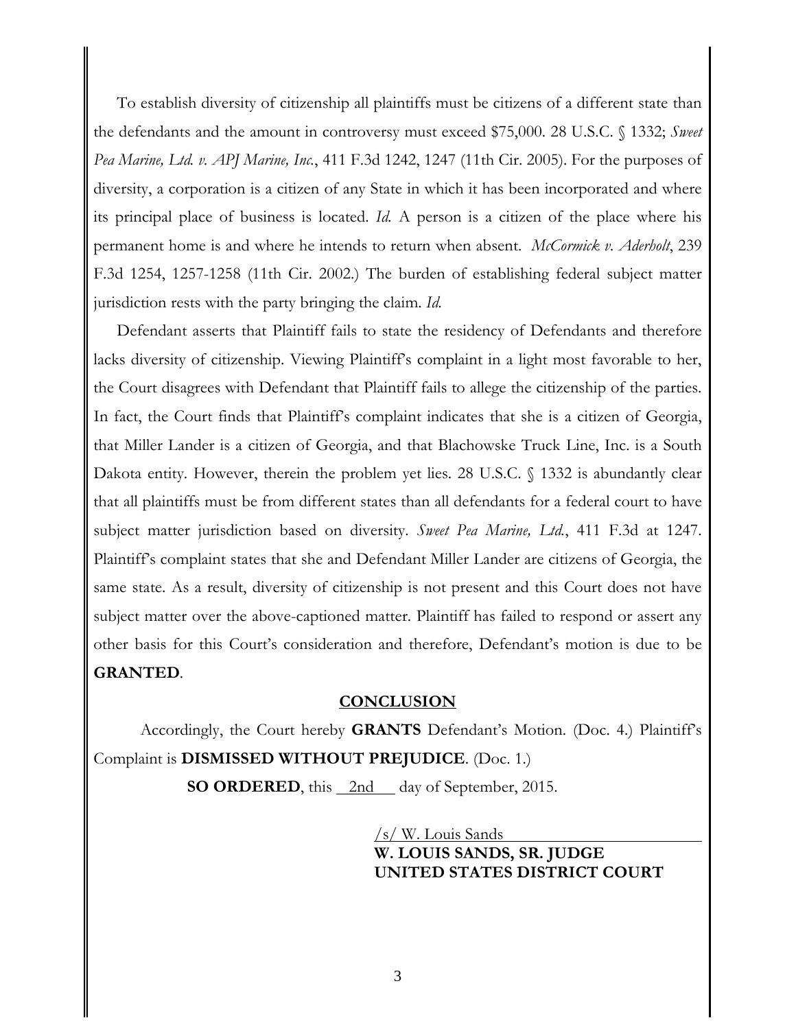To establish diversity of citizenship all plaintiffs must be citizens of a different state than the defendants and the amount in controversy must exceed $75,000. 28 U.S.C. § 1332; *Sweet Pea Marine, Ltd. v. APJ Marine, Inc.*, 411 F.3d 1242, 1247 (11th Cir. 2005). For the purposes of diversity, a corporation is a citizen of any State in which it has been incorporated and where its principal place of business is located. *Id.* A person is a citizen of the place where his permanent home is and where he intends to return when absent. *McCormick v. Aderholt*, 239 F.3d 1254, 1257-1258 (11th Cir. 2002.) The burden of establishing federal subject matter jurisdiction rests with the party bringing the claim. *Id.*

Defendant asserts that Plaintiff fails to state the residency of Defendants and therefore lacks diversity of citizenship. Viewing Plaintiff's complaint in a light most favorable to her, the Court disagrees with Defendant that Plaintiff fails to allege the citizenship of the parties. In fact, the Court finds that Plaintiff's complaint indicates that she is a citizen of Georgia, that Miller Lander is a citizen of Georgia, and that Blachowske Truck Line, Inc. is a South Dakota entity. However, therein the problem yet lies. 28 U.S.C. § 1332 is abundantly clear that all plaintiffs must be from different states than all defendants for a federal court to have subject matter jurisdiction based on diversity. *Sweet Pea Marine, Ltd.*, 411 F.3d at 1247. Plaintiff's complaint states that she and Defendant Miller Lander are citizens of Georgia, the same state. As a result, diversity of citizenship is not present and this Court does not have subject matter over the above-captioned matter. Plaintiff has failed to respond or assert any other basis for this Court's consideration and therefore, Defendant's motion is due to be **GRANTED**.

## CONCLUSION

Accordingly, the Court hereby **GRANTS** Defendant's Motion. (Doc. 4.) Plaintiff's Complaint is **DISMISSED WITHOUT PREJUDICE**. (Doc. 1.)

**SO ORDERED**, this 2nd day of September, 2015.

/s/ W. Louis Sands
**W. LOUIS SANDS, SR. JUDGE**
**UNITED STATES DISTRICT COURT**